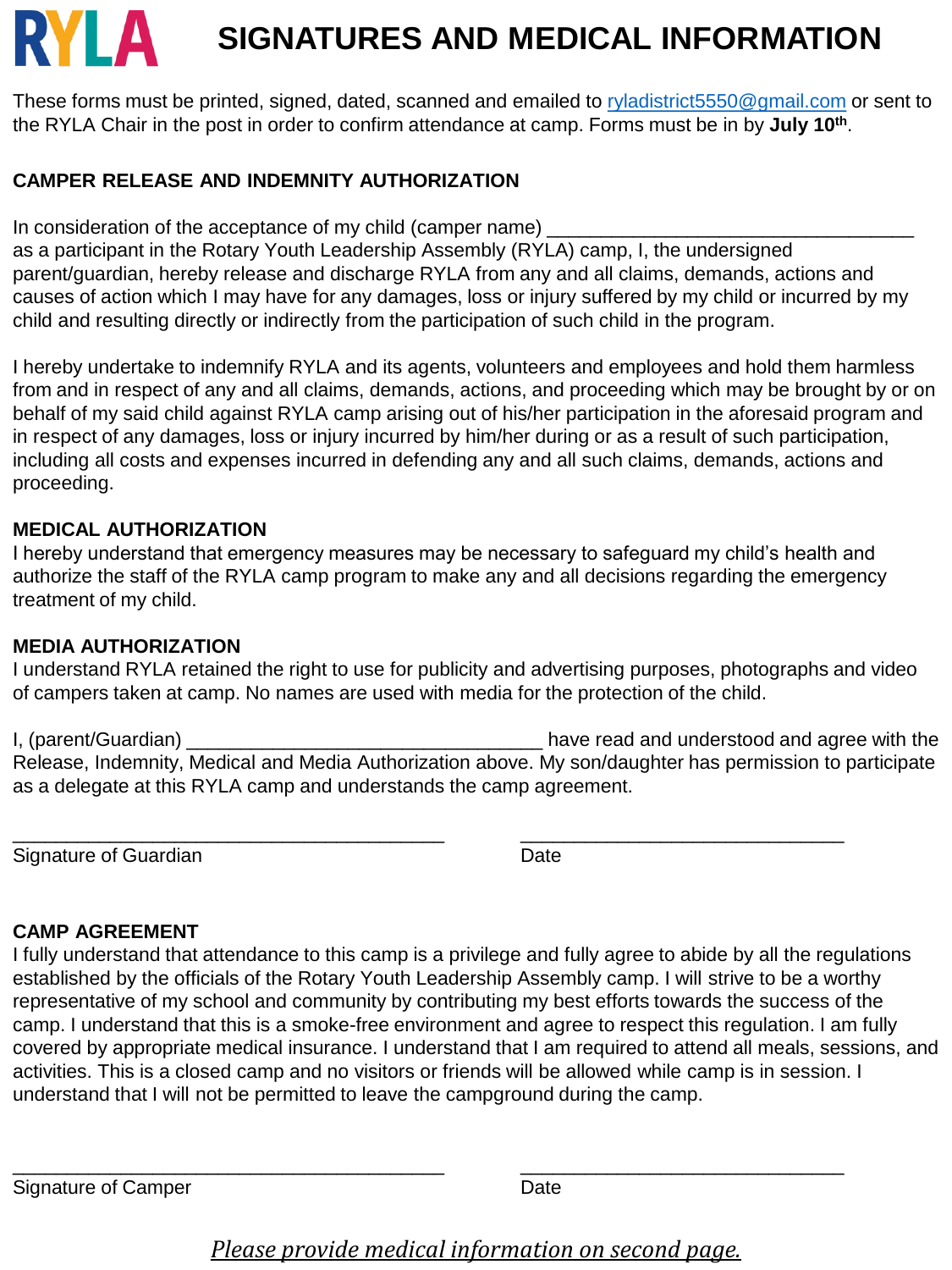# RYLA SIGNATURES AND MEDICAL INFORMATION

These forms must be printed, signed, dated, scanned and emailed to ryladistrict5550@gmail.com or sent to the RYLA Chair in the post in order to confirm attendance at camp. Forms must be in by **July 10th**.

## CAMPER RELEASE AND INDEMNITY AUTHORIZATION

In consideration of the acceptance of my child (camper name) ___________________________________ as a participant in the Rotary Youth Leadership Assembly (RYLA) camp, I, the undersigned parent/guardian, hereby release and discharge RYLA from any and all claims, demands, actions and causes of action which I may have for any damages, loss or injury suffered by my child or incurred by my child and resulting directly or indirectly from the participation of such child in the program.

I hereby undertake to indemnify RYLA and its agents, volunteers and employees and hold them harmless from and in respect of any and all claims, demands, actions, and proceeding which may be brought by or on behalf of my said child against RYLA camp arising out of his/her participation in the aforesaid program and in respect of any damages, loss or injury incurred by him/her during or as a result of such participation, including all costs and expenses incurred in defending any and all such claims, demands, actions and proceeding.

## MEDICAL AUTHORIZATION

I hereby understand that emergency measures may be necessary to safeguard my child's health and authorize the staff of the RYLA camp program to make any and all decisions regarding the emergency treatment of my child.

## MEDIA AUTHORIZATION

I understand RYLA retained the right to use for publicity and advertising purposes, photographs and video of campers taken at camp. No names are used with media for the protection of the child.

I, (parent/Guardian) ___________________________________ have read and understood and agree with the Release, Indemnity, Medical and Media Authorization above. My son/daughter has permission to participate as a delegate at this RYLA camp and understands the camp agreement.

__________________________________________ &nbsp;&nbsp;&nbsp;&nbsp; _______________________________

Signature of Guardian &nbsp;&nbsp;&nbsp;&nbsp; Date

## CAMP AGREEMENT

I fully understand that attendance to this camp is a privilege and fully agree to abide by all the regulations established by the officials of the Rotary Youth Leadership Assembly camp. I will strive to be a worthy representative of my school and community by contributing my best efforts towards the success of the camp. I understand that this is a smoke-free environment and agree to respect this regulation. I am fully covered by appropriate medical insurance. I understand that I am required to attend all meals, sessions, and activities. This is a closed camp and no visitors or friends will be allowed while camp is in session. I understand that I will not be permitted to leave the campground during the camp.

__________________________________________ &nbsp;&nbsp;&nbsp;&nbsp; _______________________________

Signature of Camper &nbsp;&nbsp;&nbsp;&nbsp; Date

*Please provide medical information on second page.*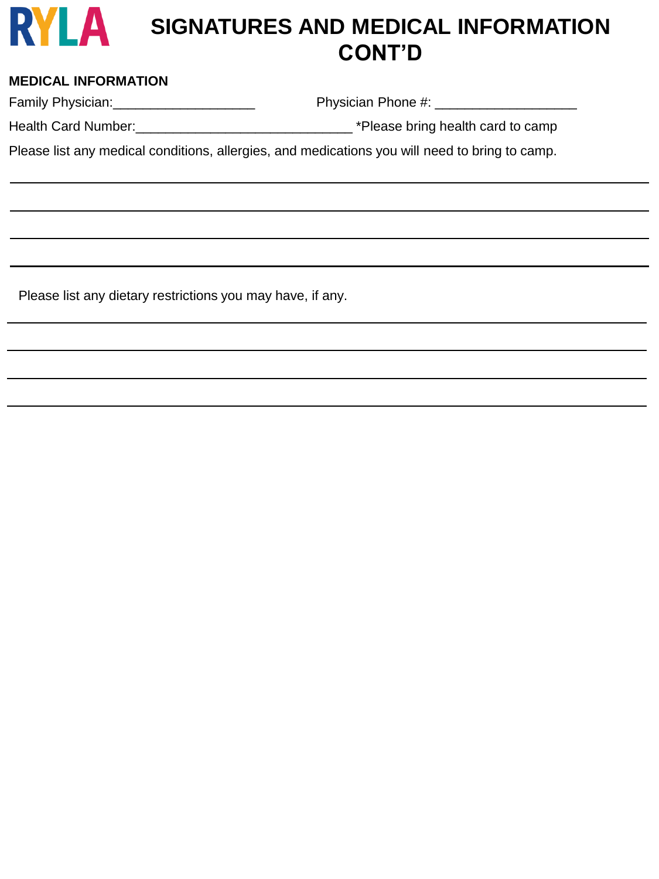RYLA

# SIGNATURES AND MEDICAL INFORMATION CONT'D

**MEDICAL INFORMATION**

Family Physician:__________________ Physician Phone #: __________________

Health Card Number:____________________________ *Please bring health card to camp

Please list any medical conditions, allergies, and medications you will need to bring to camp.

______________________________________________________________________________

______________________________________________________________________________

______________________________________________________________________________

______________________________________________________________________________

Please list any dietary restrictions you may have, if any.

______________________________________________________________________________

______________________________________________________________________________

______________________________________________________________________________

______________________________________________________________________________